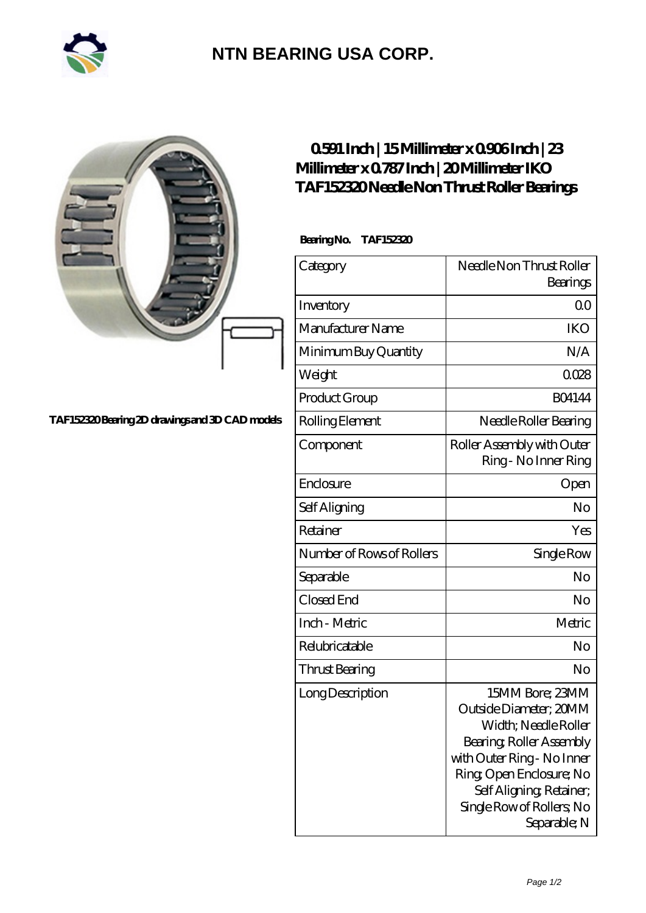# NTN BEARING USA CORP.

TAF152320 Bearing 2D drawings and 3D CAD models

## 0.591 Inch | 15 Millimeter x 0.906 Inch | 23 Millimeter x 0.787 Inch | 20 Millimeter IKO TAF152320 Needle Non Thrust Roller Bearings

**Bearing No. TAF152320**

| Category | Needle Non Thrust Roller Bearings |
|---|---|
| Inventory | 0.0 |
| Manufacturer Name | IKO |
| Minimum Buy Quantity | N/A |
| Weight | 0.028 |
| Product Group | B04144 |
| Rolling Element | Needle Roller Bearing |
| Component | Roller Assembly with Outer Ring - No Inner Ring |
| Enclosure | Open |
| Self Aligning | No |
| Retainer | Yes |
| Number of Rows of Rollers | Single Row |
| Separable | No |
| Closed End | No |
| Inch - Metric | Metric |
| Relubricatable | No |
| Thrust Bearing | No |
| Long Description | 15MM Bore; 23MM Outside Diameter; 20MM Width; Needle Roller Bearing; Roller Assembly with Outer Ring - No Inner Ring; Open Enclosure; No Self Aligning; Retainer; Single Row of Rollers; No Separable; N |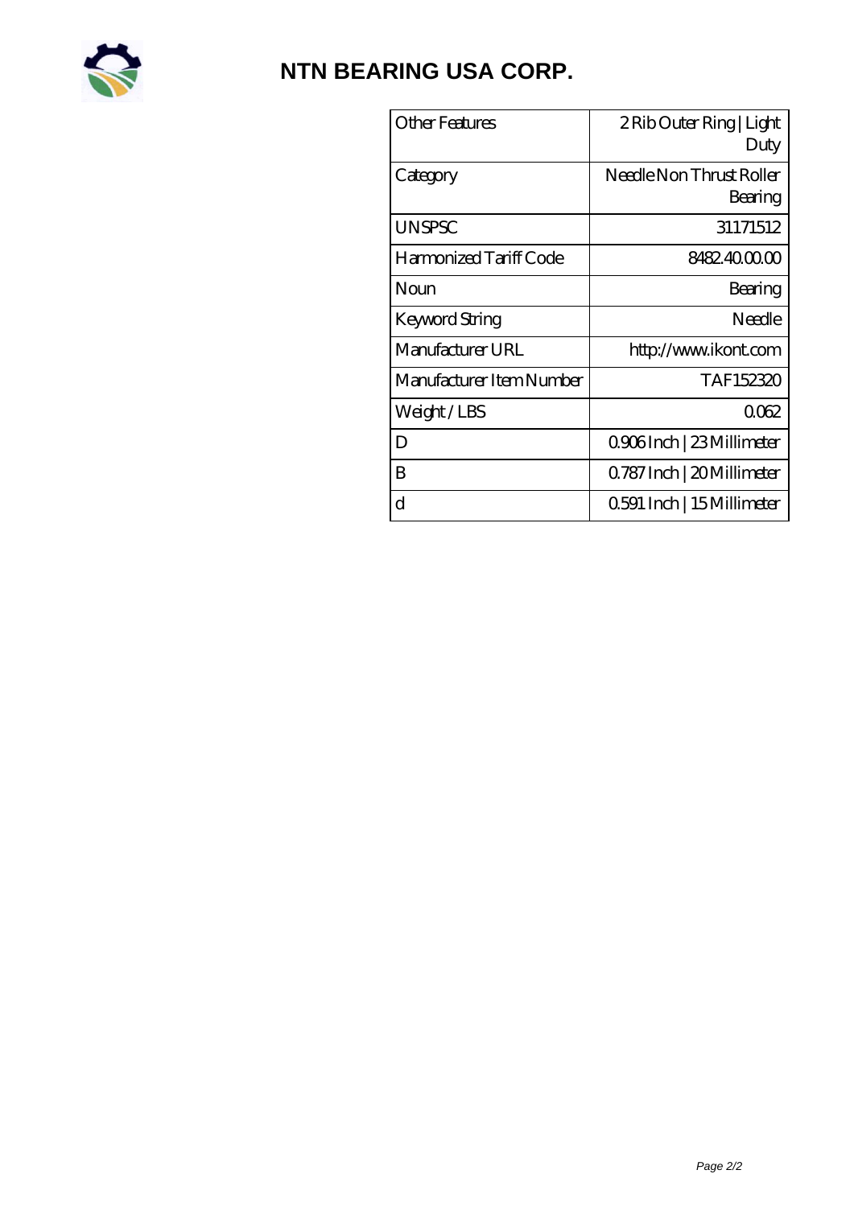# NTN BEARING USA CORP.

| | |
|---|---|
| Other Features | 2 Rib Outer Ring \| Light Duty |
| Category | Needle Non Thrust Roller Bearing |
| UNSPSC | 31171512 |
| Harmonized Tariff Code | 8482.40.00.00 |
| Noun | Bearing |
| Keyword String | Needle |
| Manufacturer URL | http://www.ikont.com |
| Manufacturer Item Number | TAF152320 |
| Weight / LBS | 0.062 |
| D | 0.906 Inch \| 23 Millimeter |
| B | 0.787 Inch \| 20 Millimeter |
| d | 0.591 Inch \| 15 Millimeter |